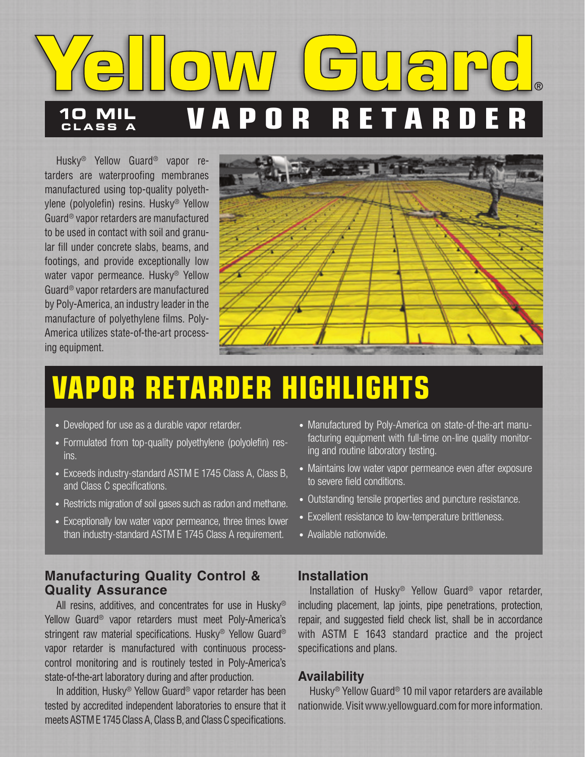# Yellow Guard®

## 10 MIL CLASS A VAPOR RETARDER

Husky® Yellow Guard® vapor retarders are waterproofing membranes manufactured using top-quality polyethylene (polyolefin) resins. Husky® Yellow Guard® vapor retarders are manufactured to be used in contact with soil and granular fill under concrete slabs, beams, and footings, and provide exceptionally low water vapor permeance. Husky® Yellow Guard® vapor retarders are manufactured by Poly-America, an industry leader in the manufacture of polyethylene films. Poly-America utilizes state-of-the-art processing equipment.

## VAPOR RETARDER HIGHLIGHTS

- Developed for use as a durable vapor retarder.
- Formulated from top-quality polyethylene (polyolefin) resins.
- Exceeds industry-standard ASTM E 1745 Class A, Class B, and Class C specifications.
- Restricts migration of soil gases such as radon and methane.
- Exceptionally low water vapor permeance, three times lower than industry-standard ASTM E 1745 Class A requirement.
- Manufactured by Poly-America on state-of-the-art manufacturing equipment with full-time on-line quality monitoring and routine laboratory testing.
- Maintains low water vapor permeance even after exposure to severe field conditions.
- Outstanding tensile properties and puncture resistance.
- Excellent resistance to low-temperature brittleness.
- Available nationwide.

### Manufacturing Quality Control & Quality Assurance

All resins, additives, and concentrates for use in Husky® Yellow Guard® vapor retarders must meet Poly-America's stringent raw material specifications. Husky® Yellow Guard® vapor retarder is manufactured with continuous process-control monitoring and is routinely tested in Poly-America's state-of-the-art laboratory during and after production.

In addition, Husky® Yellow Guard® vapor retarder has been tested by accredited independent laboratories to ensure that it meets ASTM E 1745 Class A, Class B, and Class C specifications.

### Installation

Installation of Husky® Yellow Guard® vapor retarder, including placement, lap joints, pipe penetrations, protection, repair, and suggested field check list, shall be in accordance with ASTM E 1643 standard practice and the project specifications and plans.

### Availability

Husky® Yellow Guard® 10 mil vapor retarders are available nationwide. Visit www.yellowguard.com for more information.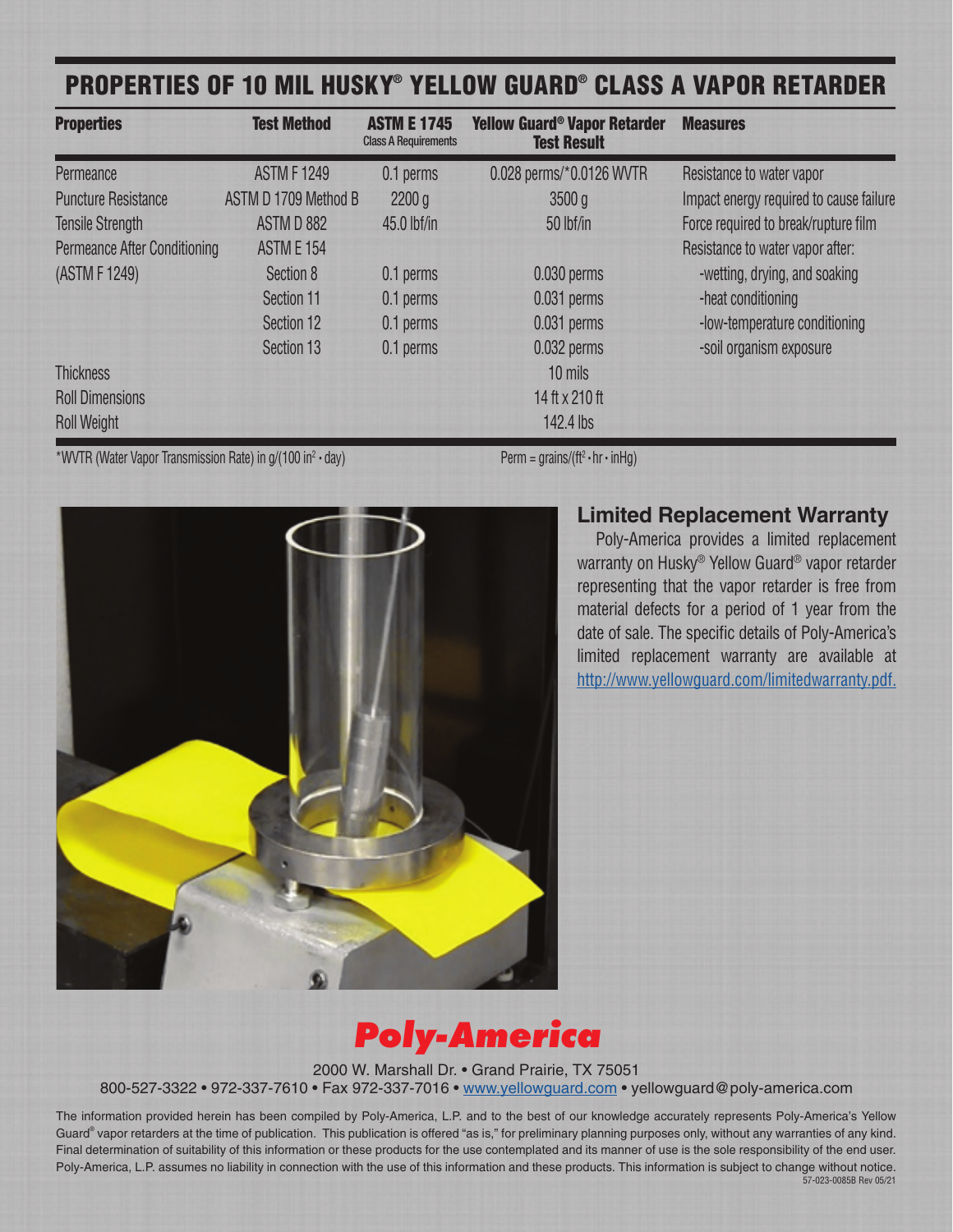## PROPERTIES OF 10 MIL HUSKY® YELLOW GUARD® CLASS A VAPOR RETARDER

| Properties | Test Method | ASTM E 1745 Class A Requirements | Yellow Guard® Vapor Retarder Test Result | Measures |
|---|---|---|---|---|
| Permeance | ASTM F 1249 | 0.1 perms | 0.028 perms/*0.0126 WVTR | Resistance to water vapor |
| Puncture Resistance | ASTM D 1709 Method B | 2200 g | 3500 g | Impact energy required to cause failure |
| Tensile Strength | ASTM D 882 | 45.0 lbf/in | 50 lbf/in | Force required to break/rupture film |
| Permeance After Conditioning | ASTM E 154 | | | Resistance to water vapor after: |
| (ASTM F 1249) | Section 8 | 0.1 perms | 0.030 perms | -wetting, drying, and soaking |
| | Section 11 | 0.1 perms | 0.031 perms | -heat conditioning |
| | Section 12 | 0.1 perms | 0.031 perms | -low-temperature conditioning |
| | Section 13 | 0.1 perms | 0.032 perms | -soil organism exposure |
| Thickness | | | 10 mils | |
| Roll Dimensions | | | 14 ft x 210 ft | |
| Roll Weight | | | 142.4 lbs | |

*WVTR (Water Vapor Transmission Rate) in g/(100 in² • day)

Perm = grains/(ft² • hr • inHg)

### Limited Replacement Warranty

Poly-America provides a limited replacement warranty on Husky® Yellow Guard® vapor retarder representing that the vapor retarder is free from material defects for a period of 1 year from the date of sale. The specific details of Poly-America's limited replacement warranty are available at http://www.yellowguard.com/limitedwarranty.pdf.

**Poly-America**

2000 W. Marshall Dr. • Grand Prairie, TX 75051

800-527-3322 • 972-337-7610 • Fax 972-337-7016 • www.yellowguard.com • yellowguard@poly-america.com

The information provided herein has been compiled by Poly-America, L.P. and to the best of our knowledge accurately represents Poly-America's Yellow Guard® vapor retarders at the time of publication. This publication is offered "as is," for preliminary planning purposes only, without any warranties of any kind. Final determination of suitability of this information or these products for the use contemplated and its manner of use is the sole responsibility of the end user. Poly-America, L.P. assumes no liability in connection with the use of this information and these products. This information is subject to change without notice.

57-023-0085B Rev 05/21